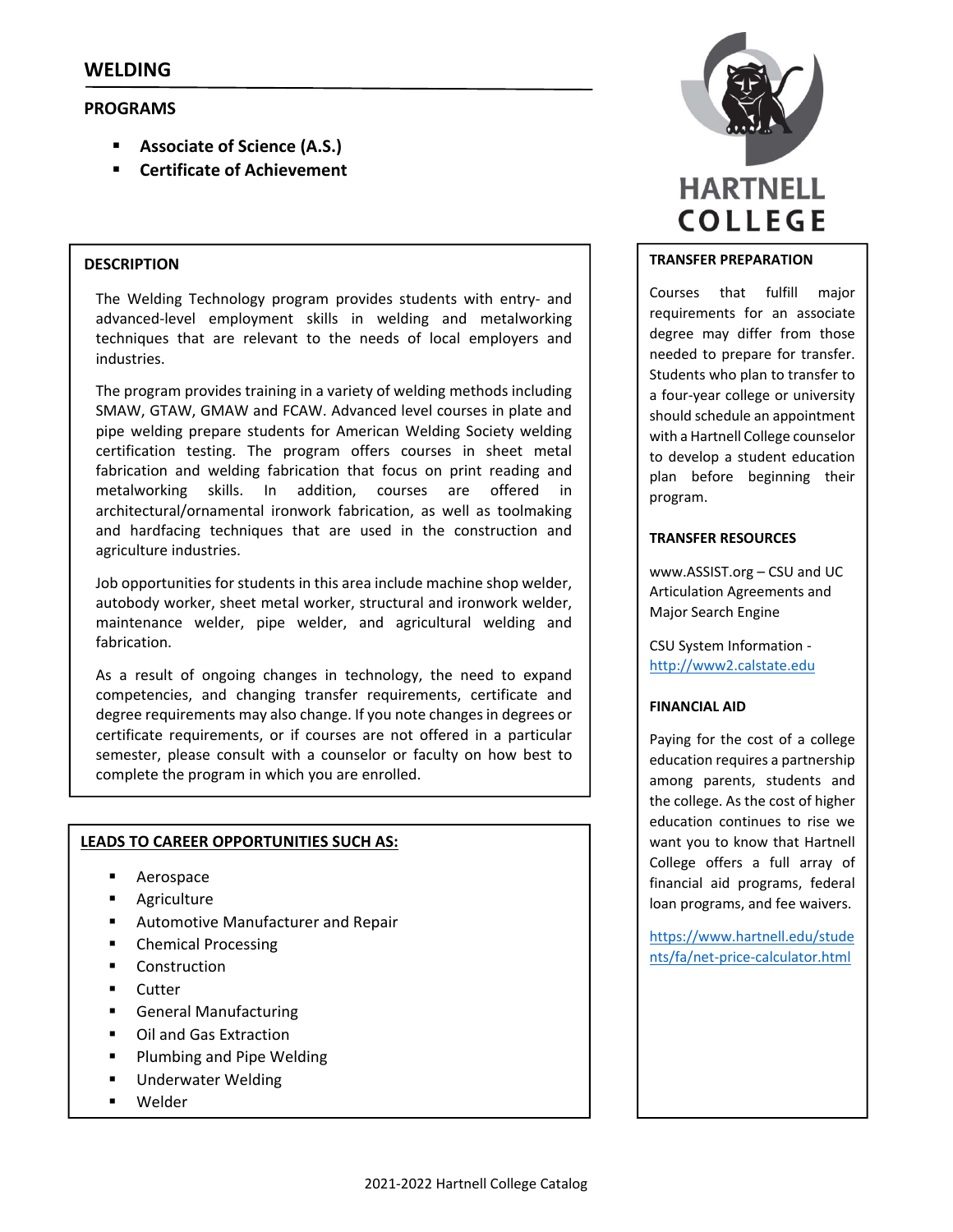# WELDING

## PROGRAMS

- **Associate of Science (A.S.)**
- **Certificate of Achievement**

HARTNELL COLLEGE

### DESCRIPTION

The Welding Technology program provides students with entry- and advanced-level employment skills in welding and metalworking techniques that are relevant to the needs of local employers and industries.

The program provides training in a variety of welding methods including SMAW, GTAW, GMAW and FCAW. Advanced level courses in plate and pipe welding prepare students for American Welding Society welding certification testing. The program offers courses in sheet metal fabrication and welding fabrication that focus on print reading and metalworking skills. In addition, courses are offered in architectural/ornamental ironwork fabrication, as well as toolmaking and hardfacing techniques that are used in the construction and agriculture industries.

Job opportunities for students in this area include machine shop welder, autobody worker, sheet metal worker, structural and ironwork welder, maintenance welder, pipe welder, and agricultural welding and fabrication.

As a result of ongoing changes in technology, the need to expand competencies, and changing transfer requirements, certificate and degree requirements may also change. If you note changes in degrees or certificate requirements, or if courses are not offered in a particular semester, please consult with a counselor or faculty on how best to complete the program in which you are enrolled.

### LEADS TO CAREER OPPORTUNITIES SUCH AS:

- Aerospace
- Agriculture
- Automotive Manufacturer and Repair
- Chemical Processing
- Construction
- Cutter
- General Manufacturing
- Oil and Gas Extraction
- Plumbing and Pipe Welding
- Underwater Welding
- Welder

### TRANSFER PREPARATION

Courses that fulfill major requirements for an associate degree may differ from those needed to prepare for transfer. Students who plan to transfer to a four-year college or university should schedule an appointment with a Hartnell College counselor to develop a student education plan before beginning their program.

### TRANSFER RESOURCES

www.ASSIST.org – CSU and UC Articulation Agreements and Major Search Engine

CSU System Information - http://www2.calstate.edu

### FINANCIAL AID

Paying for the cost of a college education requires a partnership among parents, students and the college. As the cost of higher education continues to rise we want you to know that Hartnell College offers a full array of financial aid programs, federal loan programs, and fee waivers.

https://www.hartnell.edu/students/fa/net-price-calculator.html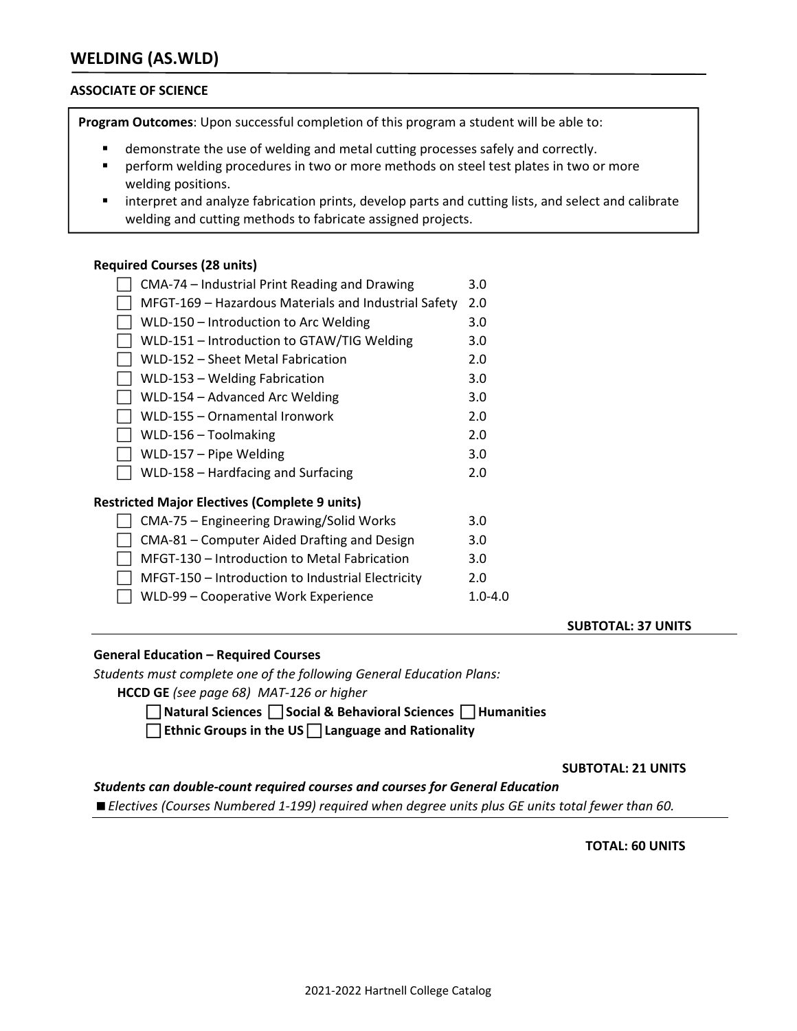## WELDING (AS.WLD)

**ASSOCIATE OF SCIENCE**

**Program Outcomes**: Upon successful completion of this program a student will be able to:

- demonstrate the use of welding and metal cutting processes safely and correctly.
- perform welding procedures in two or more methods on steel test plates in two or more welding positions.
- interpret and analyze fabrication prints, develop parts and cutting lists, and select and calibrate welding and cutting methods to fabricate assigned projects.

**Required Courses (28 units)**

| Course | Units |
|---|---|
| ☐ CMA-74 – Industrial Print Reading and Drawing | 3.0 |
| ☐ MFGT-169 – Hazardous Materials and Industrial Safety | 2.0 |
| ☐ WLD-150 – Introduction to Arc Welding | 3.0 |
| ☐ WLD-151 – Introduction to GTAW/TIG Welding | 3.0 |
| ☐ WLD-152 – Sheet Metal Fabrication | 2.0 |
| ☐ WLD-153 – Welding Fabrication | 3.0 |
| ☐ WLD-154 – Advanced Arc Welding | 3.0 |
| ☐ WLD-155 – Ornamental Ironwork | 2.0 |
| ☐ WLD-156 – Toolmaking | 2.0 |
| ☐ WLD-157 – Pipe Welding | 3.0 |
| ☐ WLD-158 – Hardfacing and Surfacing | 2.0 |

**Restricted Major Electives (Complete 9 units)**

| Course | Units |
|---|---|
| ☐ CMA-75 – Engineering Drawing/Solid Works | 3.0 |
| ☐ CMA-81 – Computer Aided Drafting and Design | 3.0 |
| ☐ MFGT-130 – Introduction to Metal Fabrication | 3.0 |
| ☐ MFGT-150 – Introduction to Industrial Electricity | 2.0 |
| ☐ WLD-99 – Cooperative Work Experience | 1.0-4.0 |

**SUBTOTAL: 37 UNITS**

**General Education – Required Courses**

*Students must complete one of the following General Education Plans:*

**HCCD GE** *(see page 68) MAT-126 or higher*

☐ **Natural Sciences** ☐ **Social & Behavioral Sciences** ☐ **Humanities**

☐ **Ethnic Groups in the US** ☐ **Language and Rationality**

**SUBTOTAL: 21 UNITS**

***Students can double-count required courses and courses for General Education***

■ *Electives (Courses Numbered 1-199) required when degree units plus GE units total fewer than 60.*

**TOTAL: 60 UNITS**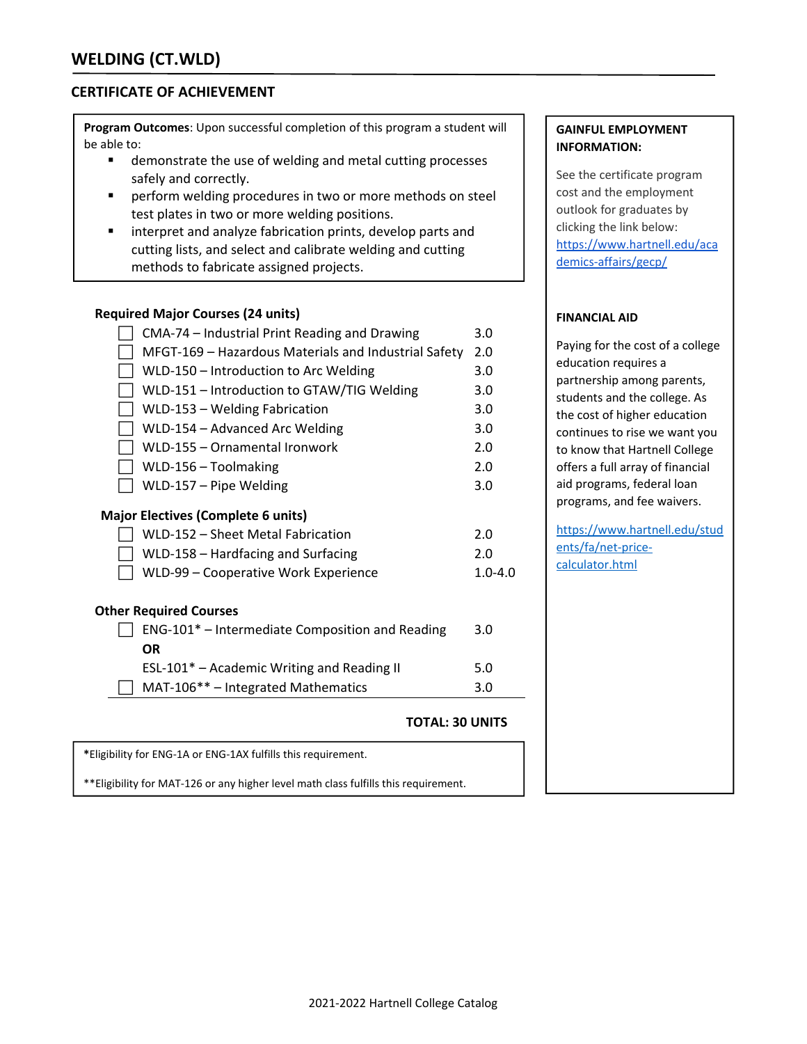# WELDING (CT.WLD)

## CERTIFICATE OF ACHIEVEMENT

**Program Outcomes**: Upon successful completion of this program a student will be able to:

- demonstrate the use of welding and metal cutting processes safely and correctly.
- perform welding procedures in two or more methods on steel test plates in two or more welding positions.
- interpret and analyze fabrication prints, develop parts and cutting lists, and select and calibrate welding and cutting methods to fabricate assigned projects.

**Required Major Courses (24 units)**

| | |
|---|---|
| ☐ CMA-74 – Industrial Print Reading and Drawing | 3.0 |
| ☐ MFGT-169 – Hazardous Materials and Industrial Safety | 2.0 |
| ☐ WLD-150 – Introduction to Arc Welding | 3.0 |
| ☐ WLD-151 – Introduction to GTAW/TIG Welding | 3.0 |
| ☐ WLD-153 – Welding Fabrication | 3.0 |
| ☐ WLD-154 – Advanced Arc Welding | 3.0 |
| ☐ WLD-155 – Ornamental Ironwork | 2.0 |
| ☐ WLD-156 – Toolmaking | 2.0 |
| ☐ WLD-157 – Pipe Welding | 3.0 |

**Major Electives (Complete 6 units)**

| | |
|---|---|
| ☐ WLD-152 – Sheet Metal Fabrication | 2.0 |
| ☐ WLD-158 – Hardfacing and Surfacing | 2.0 |
| ☐ WLD-99 – Cooperative Work Experience | 1.0-4.0 |

**Other Required Courses**

| | |
|---|---|
| ☐ ENG-101* – Intermediate Composition and Reading | 3.0 |
| **OR** | |
| ESL-101* – Academic Writing and Reading II | 5.0 |
| ☐ MAT-106** – Integrated Mathematics | 3.0 |

**TOTAL: 30 UNITS**

*Eligibility for ENG-1A or ENG-1AX fulfills this requirement.

**Eligibility for MAT-126 or any higher level math class fulfills this requirement.

**GAINFUL EMPLOYMENT INFORMATION:**

See the certificate program cost and the employment outlook for graduates by clicking the link below:
https://www.hartnell.edu/academics-affairs/gecp/

**FINANCIAL AID**

Paying for the cost of a college education requires a partnership among parents, students and the college. As the cost of higher education continues to rise we want you to know that Hartnell College offers a full array of financial aid programs, federal loan programs, and fee waivers.

https://www.hartnell.edu/students/fa/net-price-calculator.html

2021-2022 Hartnell College Catalog